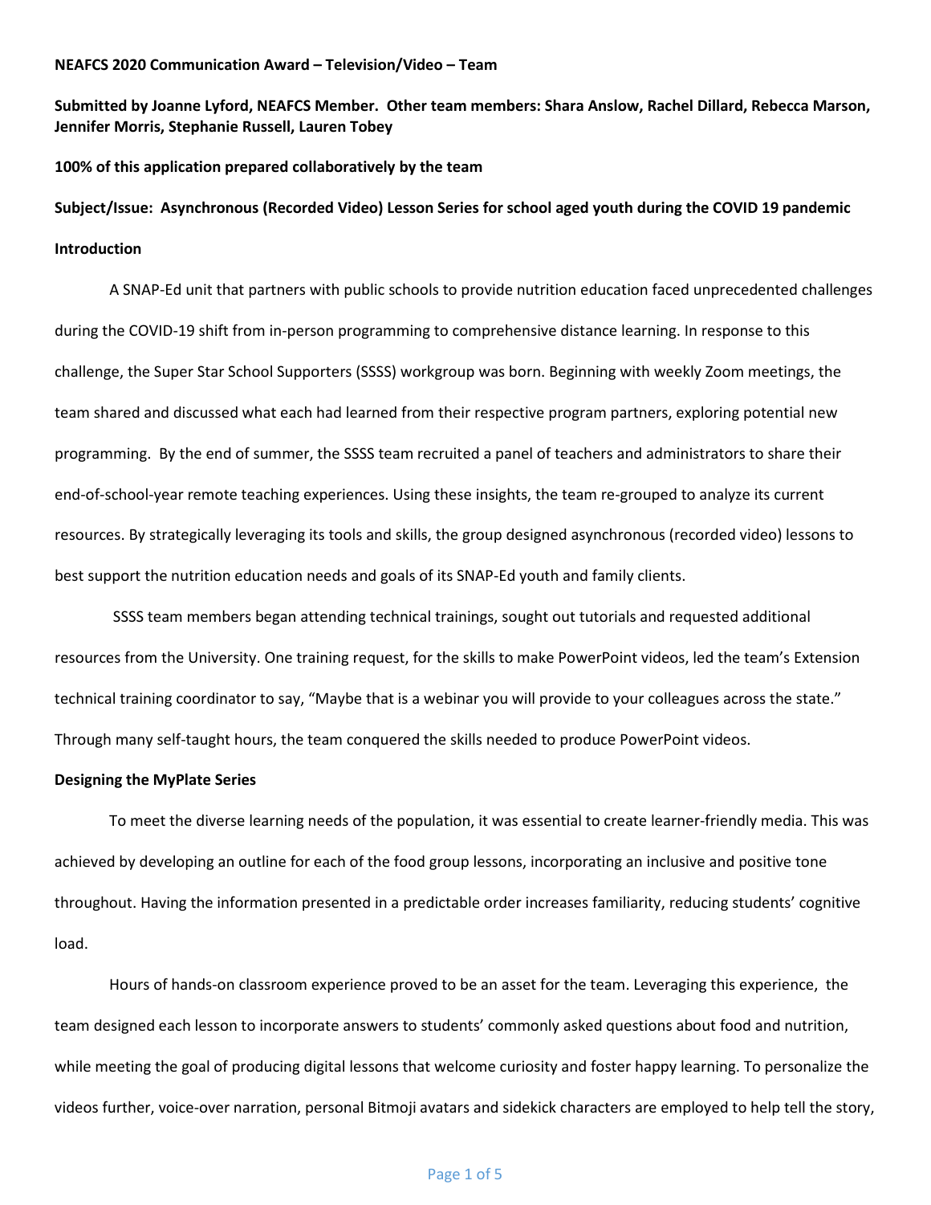**NEAFCS 2020 Communication Award – Television/Video – Team**

**Submitted by Joanne Lyford, NEAFCS Member. Other team members: Shara Anslow, Rachel Dillard, Rebecca Marson, Jennifer Morris, Stephanie Russell, Lauren Tobey**

**100% of this application prepared collaboratively by the team**

**Subject/Issue: Asynchronous (Recorded Video) Lesson Series for school aged youth during the COVID 19 pandemic**

**Introduction**

A SNAP-Ed unit that partners with public schools to provide nutrition education faced unprecedented challenges during the COVID-19 shift from in-person programming to comprehensive distance learning. In response to this challenge, the Super Star School Supporters (SSSS) workgroup was born. Beginning with weekly Zoom meetings, the team shared and discussed what each had learned from their respective program partners, exploring potential new programming. By the end of summer, the SSSS team recruited a panel of teachers and administrators to share their end-of-school-year remote teaching experiences. Using these insights, the team re-grouped to analyze its current resources. By strategically leveraging its tools and skills, the group designed asynchronous (recorded video) lessons to best support the nutrition education needs and goals of its SNAP-Ed youth and family clients.

SSSS team members began attending technical trainings, sought out tutorials and requested additional resources from the University. One training request, for the skills to make PowerPoint videos, led the team's Extension technical training coordinator to say, "Maybe that is a webinar you will provide to your colleagues across the state." Through many self-taught hours, the team conquered the skills needed to produce PowerPoint videos.

**Designing the MyPlate Series**

To meet the diverse learning needs of the population, it was essential to create learner-friendly media. This was achieved by developing an outline for each of the food group lessons, incorporating an inclusive and positive tone throughout. Having the information presented in a predictable order increases familiarity, reducing students' cognitive load.

Hours of hands-on classroom experience proved to be an asset for the team. Leveraging this experience, the team designed each lesson to incorporate answers to students' commonly asked questions about food and nutrition, while meeting the goal of producing digital lessons that welcome curiosity and foster happy learning. To personalize the videos further, voice-over narration, personal Bitmoji avatars and sidekick characters are employed to help tell the story,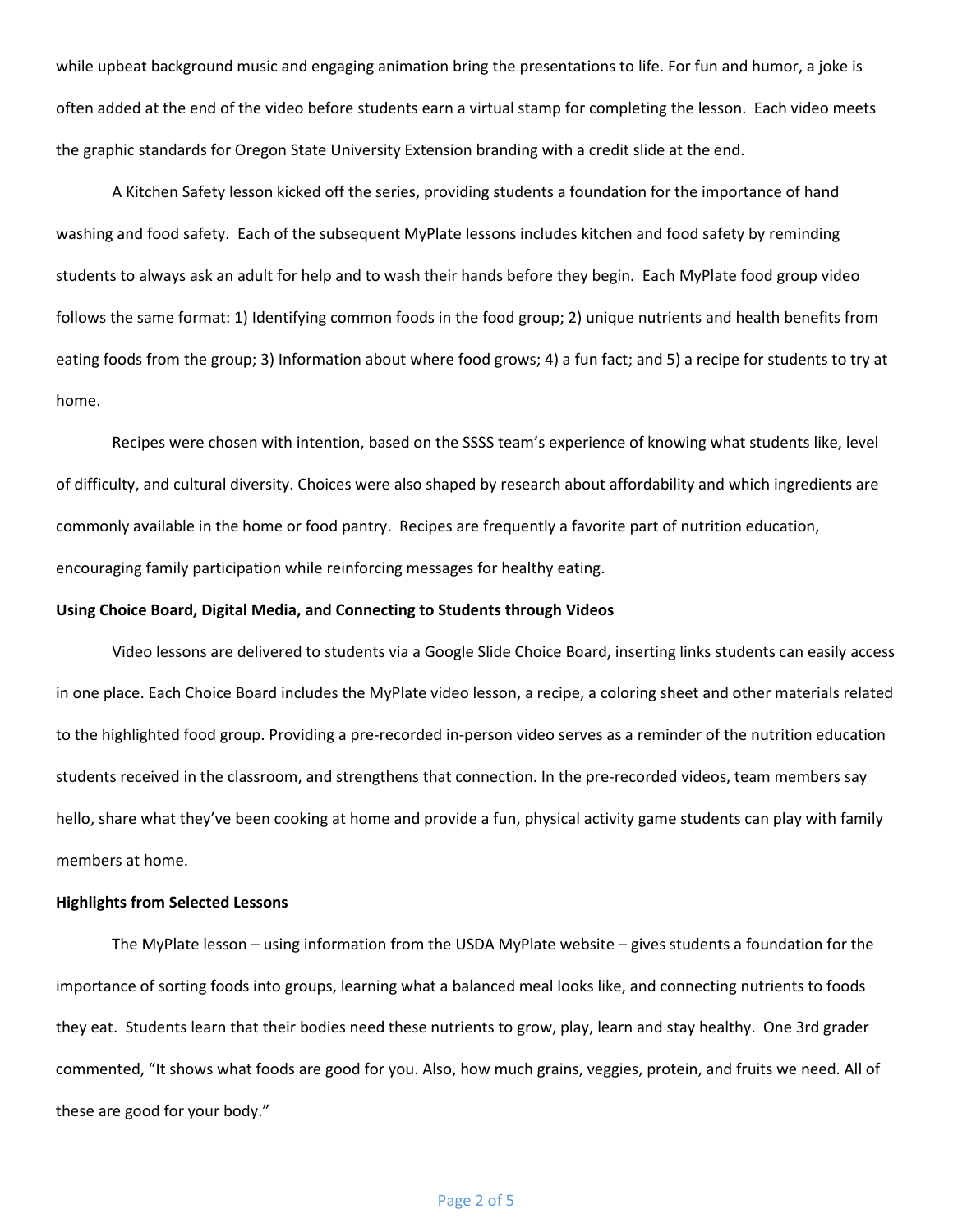while upbeat background music and engaging animation bring the presentations to life. For fun and humor, a joke is often added at the end of the video before students earn a virtual stamp for completing the lesson. Each video meets the graphic standards for Oregon State University Extension branding with a credit slide at the end.

A Kitchen Safety lesson kicked off the series, providing students a foundation for the importance of hand washing and food safety. Each of the subsequent MyPlate lessons includes kitchen and food safety by reminding students to always ask an adult for help and to wash their hands before they begin. Each MyPlate food group video follows the same format: 1) Identifying common foods in the food group; 2) unique nutrients and health benefits from eating foods from the group; 3) Information about where food grows; 4) a fun fact; and 5) a recipe for students to try at home.

Recipes were chosen with intention, based on the SSSS team's experience of knowing what students like, level of difficulty, and cultural diversity. Choices were also shaped by research about affordability and which ingredients are commonly available in the home or food pantry. Recipes are frequently a favorite part of nutrition education, encouraging family participation while reinforcing messages for healthy eating.

**Using Choice Board, Digital Media, and Connecting to Students through Videos**

Video lessons are delivered to students via a Google Slide Choice Board, inserting links students can easily access in one place. Each Choice Board includes the MyPlate video lesson, a recipe, a coloring sheet and other materials related to the highlighted food group. Providing a pre-recorded in-person video serves as a reminder of the nutrition education students received in the classroom, and strengthens that connection. In the pre-recorded videos, team members say hello, share what they've been cooking at home and provide a fun, physical activity game students can play with family members at home.

**Highlights from Selected Lessons**

The MyPlate lesson – using information from the USDA MyPlate website – gives students a foundation for the importance of sorting foods into groups, learning what a balanced meal looks like, and connecting nutrients to foods they eat. Students learn that their bodies need these nutrients to grow, play, learn and stay healthy. One 3rd grader commented, "It shows what foods are good for you. Also, how much grains, veggies, protein, and fruits we need. All of these are good for your body."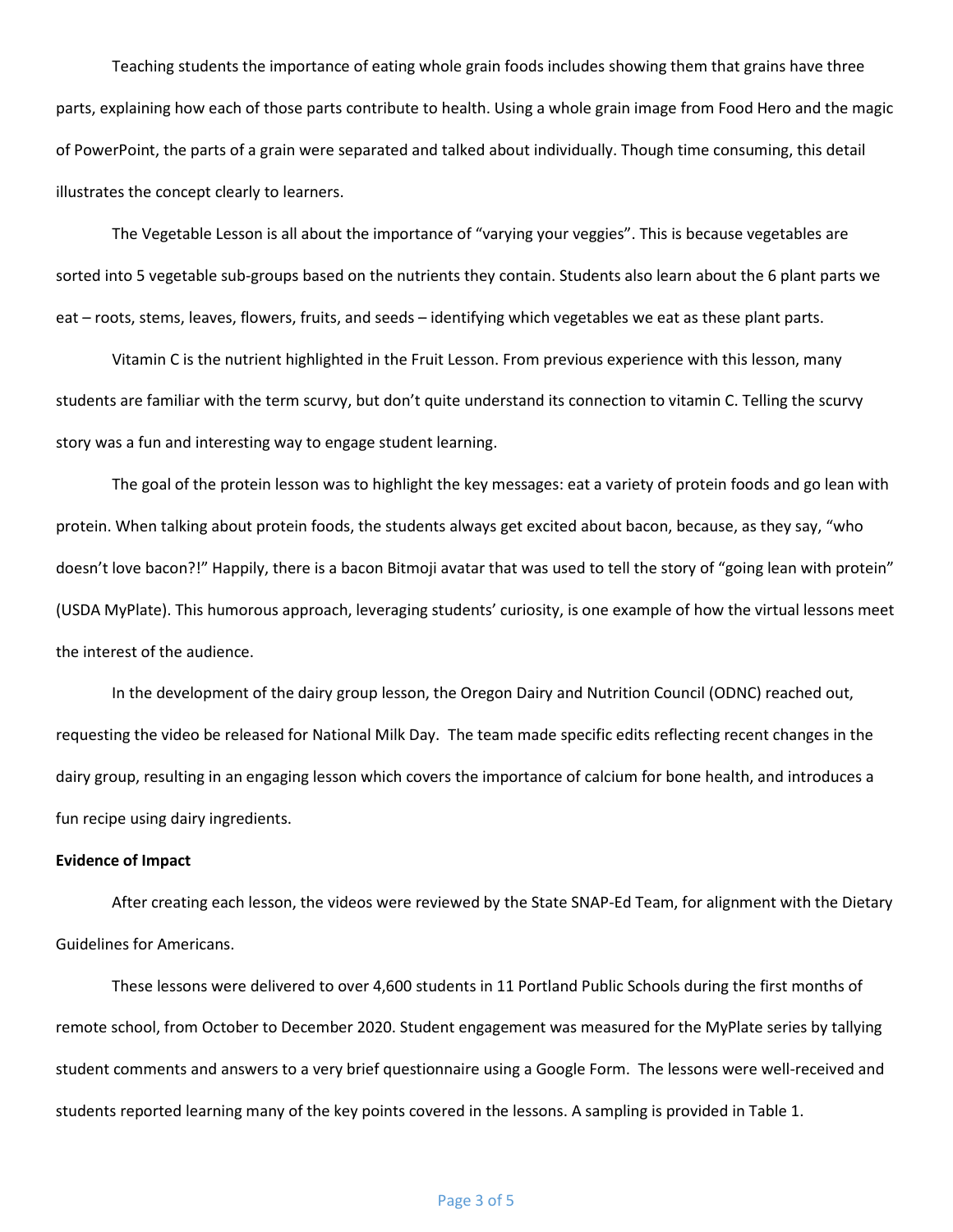Teaching students the importance of eating whole grain foods includes showing them that grains have three parts, explaining how each of those parts contribute to health. Using a whole grain image from Food Hero and the magic of PowerPoint, the parts of a grain were separated and talked about individually. Though time consuming, this detail illustrates the concept clearly to learners.

The Vegetable Lesson is all about the importance of "varying your veggies". This is because vegetables are sorted into 5 vegetable sub-groups based on the nutrients they contain. Students also learn about the 6 plant parts we eat – roots, stems, leaves, flowers, fruits, and seeds – identifying which vegetables we eat as these plant parts.

Vitamin C is the nutrient highlighted in the Fruit Lesson. From previous experience with this lesson, many students are familiar with the term scurvy, but don't quite understand its connection to vitamin C. Telling the scurvy story was a fun and interesting way to engage student learning.

The goal of the protein lesson was to highlight the key messages: eat a variety of protein foods and go lean with protein. When talking about protein foods, the students always get excited about bacon, because, as they say, "who doesn't love bacon?!" Happily, there is a bacon Bitmoji avatar that was used to tell the story of "going lean with protein" (USDA MyPlate). This humorous approach, leveraging students' curiosity, is one example of how the virtual lessons meet the interest of the audience.

In the development of the dairy group lesson, the Oregon Dairy and Nutrition Council (ODNC) reached out, requesting the video be released for National Milk Day. The team made specific edits reflecting recent changes in the dairy group, resulting in an engaging lesson which covers the importance of calcium for bone health, and introduces a fun recipe using dairy ingredients.

**Evidence of Impact**

After creating each lesson, the videos were reviewed by the State SNAP-Ed Team, for alignment with the Dietary Guidelines for Americans.

These lessons were delivered to over 4,600 students in 11 Portland Public Schools during the first months of remote school, from October to December 2020. Student engagement was measured for the MyPlate series by tallying student comments and answers to a very brief questionnaire using a Google Form. The lessons were well-received and students reported learning many of the key points covered in the lessons. A sampling is provided in Table 1.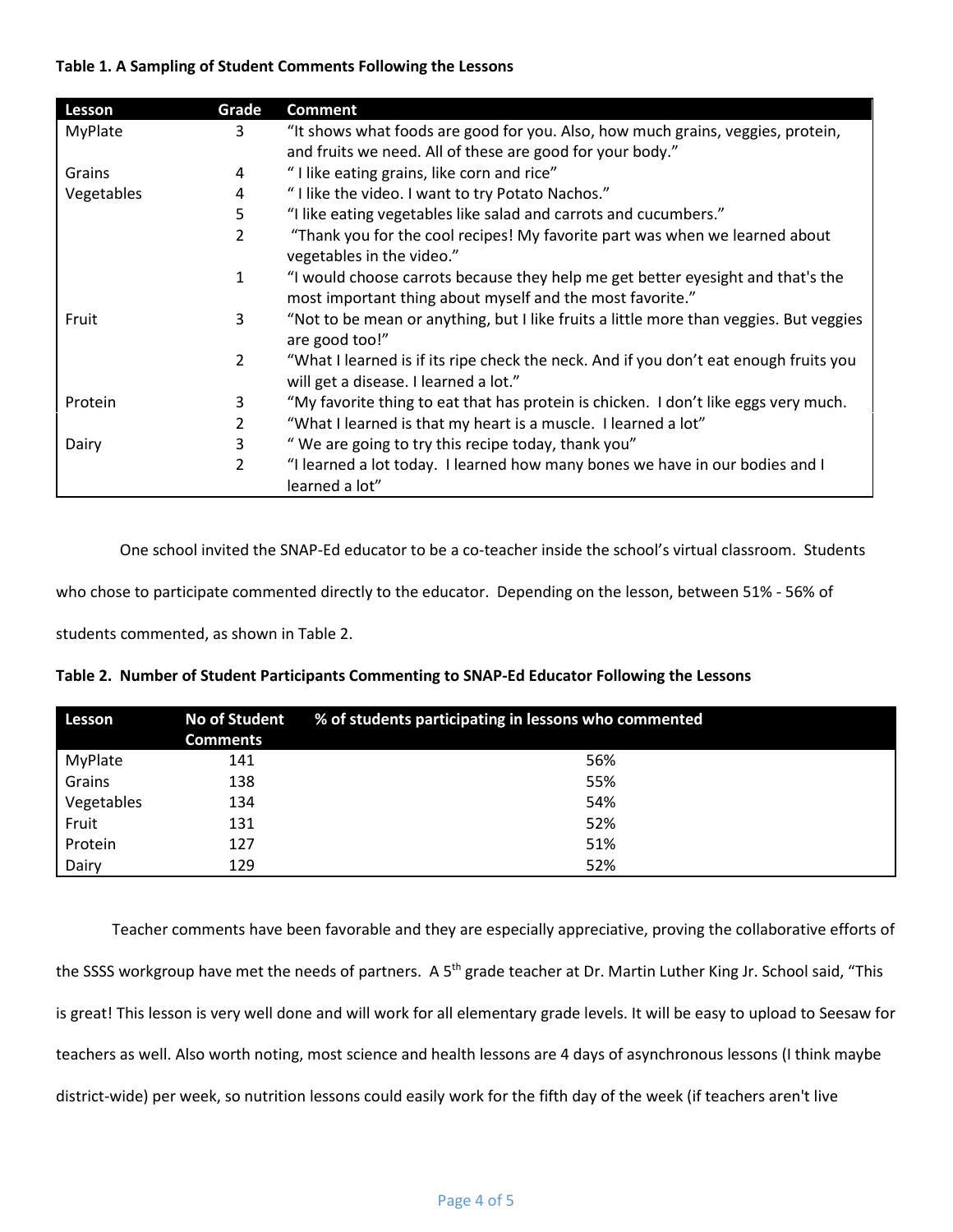**Table 1. A Sampling of Student Comments Following the Lessons**

| Lesson | Grade | Comment |
|---|---|---|
| MyPlate | 3 | "It shows what foods are good for you. Also, how much grains, veggies, protein, and fruits we need. All of these are good for your body." |
| Grains | 4 | " I like eating grains, like corn and rice" |
| Vegetables | 4 | " I like the video. I want to try Potato Nachos." |
| | 5 | "I like eating vegetables like salad and carrots and cucumbers." |
| | 2 | "Thank you for the cool recipes! My favorite part was when we learned about vegetables in the video." |
| | 1 | "I would choose carrots because they help me get better eyesight and that's the most important thing about myself and the most favorite." |
| Fruit | 3 | "Not to be mean or anything, but I like fruits a little more than veggies. But veggies are good too!" |
| | 2 | "What I learned is if its ripe check the neck. And if you don't eat enough fruits you will get a disease. I learned a lot." |
| Protein | 3 | "My favorite thing to eat that has protein is chicken. I don't like eggs very much. |
| | 2 | "What I learned is that my heart is a muscle. I learned a lot" |
| Dairy | 3 | " We are going to try this recipe today, thank you" |
| | 2 | "I learned a lot today. I learned how many bones we have in our bodies and I learned a lot" |

One school invited the SNAP-Ed educator to be a co-teacher inside the school's virtual classroom. Students who chose to participate commented directly to the educator. Depending on the lesson, between 51% - 56% of students commented, as shown in Table 2.

**Table 2. Number of Student Participants Commenting to SNAP-Ed Educator Following the Lessons**

| Lesson | No of Student Comments | % of students participating in lessons who commented |
|---|---|---|
| MyPlate | 141 | 56% |
| Grains | 138 | 55% |
| Vegetables | 134 | 54% |
| Fruit | 131 | 52% |
| Protein | 127 | 51% |
| Dairy | 129 | 52% |

Teacher comments have been favorable and they are especially appreciative, proving the collaborative efforts of the SSSS workgroup have met the needs of partners. A 5th grade teacher at Dr. Martin Luther King Jr. School said, "This is great! This lesson is very well done and will work for all elementary grade levels. It will be easy to upload to Seesaw for teachers as well. Also worth noting, most science and health lessons are 4 days of asynchronous lessons (I think maybe district-wide) per week, so nutrition lessons could easily work for the fifth day of the week (if teachers aren't live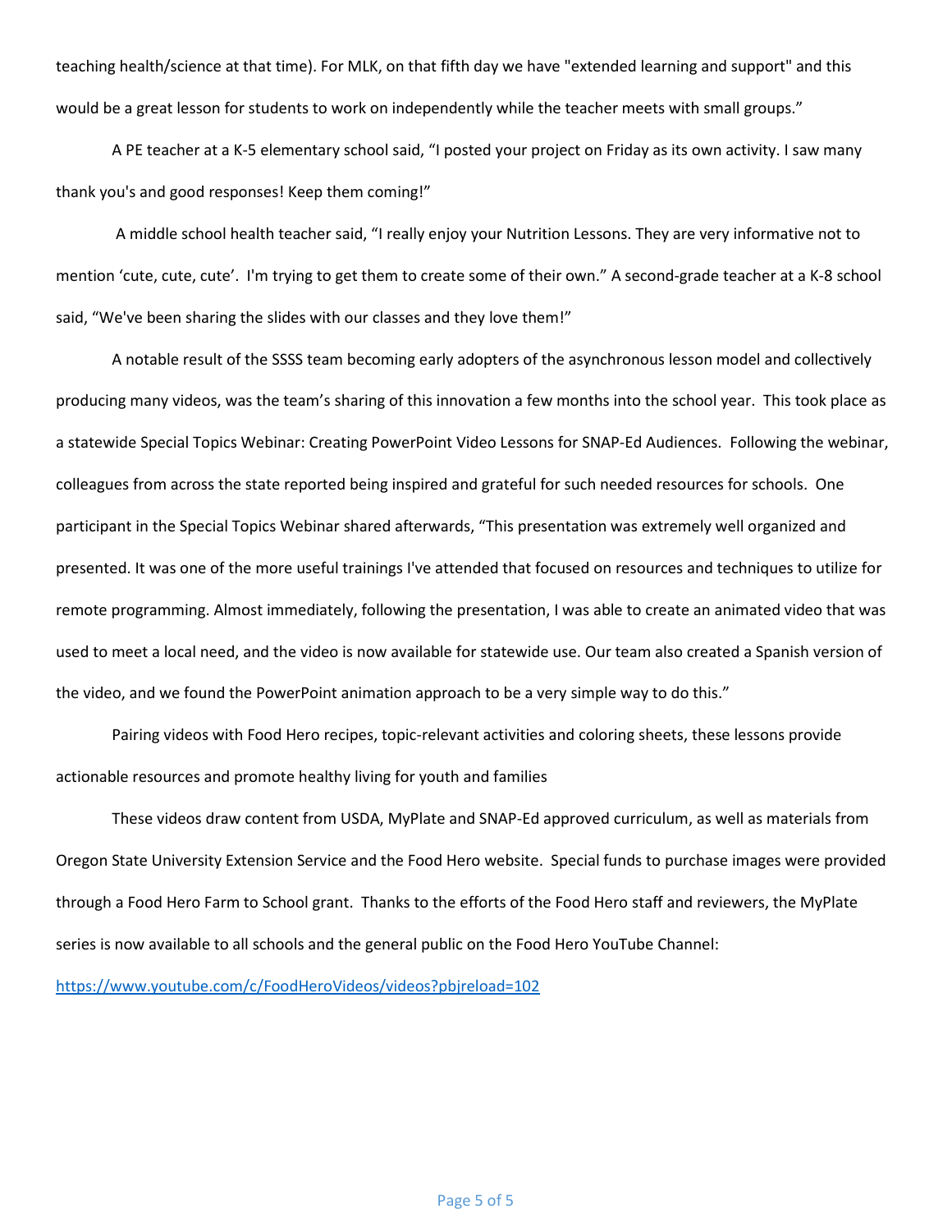teaching health/science at that time). For MLK, on that fifth day we have "extended learning and support" and this would be a great lesson for students to work on independently while the teacher meets with small groups."

A PE teacher at a K-5 elementary school said, "I posted your project on Friday as its own activity. I saw many thank you's and good responses! Keep them coming!"

A middle school health teacher said, "I really enjoy your Nutrition Lessons. They are very informative not to mention 'cute, cute, cute'. I'm trying to get them to create some of their own." A second-grade teacher at a K-8 school said, "We've been sharing the slides with our classes and they love them!"

A notable result of the SSSS team becoming early adopters of the asynchronous lesson model and collectively producing many videos, was the team's sharing of this innovation a few months into the school year. This took place as a statewide Special Topics Webinar: Creating PowerPoint Video Lessons for SNAP-Ed Audiences. Following the webinar, colleagues from across the state reported being inspired and grateful for such needed resources for schools. One participant in the Special Topics Webinar shared afterwards, "This presentation was extremely well organized and presented. It was one of the more useful trainings I've attended that focused on resources and techniques to utilize for remote programming. Almost immediately, following the presentation, I was able to create an animated video that was used to meet a local need, and the video is now available for statewide use. Our team also created a Spanish version of the video, and we found the PowerPoint animation approach to be a very simple way to do this."

Pairing videos with Food Hero recipes, topic-relevant activities and coloring sheets, these lessons provide actionable resources and promote healthy living for youth and families

These videos draw content from USDA, MyPlate and SNAP-Ed approved curriculum, as well as materials from Oregon State University Extension Service and the Food Hero website. Special funds to purchase images were provided through a Food Hero Farm to School grant. Thanks to the efforts of the Food Hero staff and reviewers, the MyPlate series is now available to all schools and the general public on the Food Hero YouTube Channel:

https://www.youtube.com/c/FoodHeroVideos/videos?pbjreload=102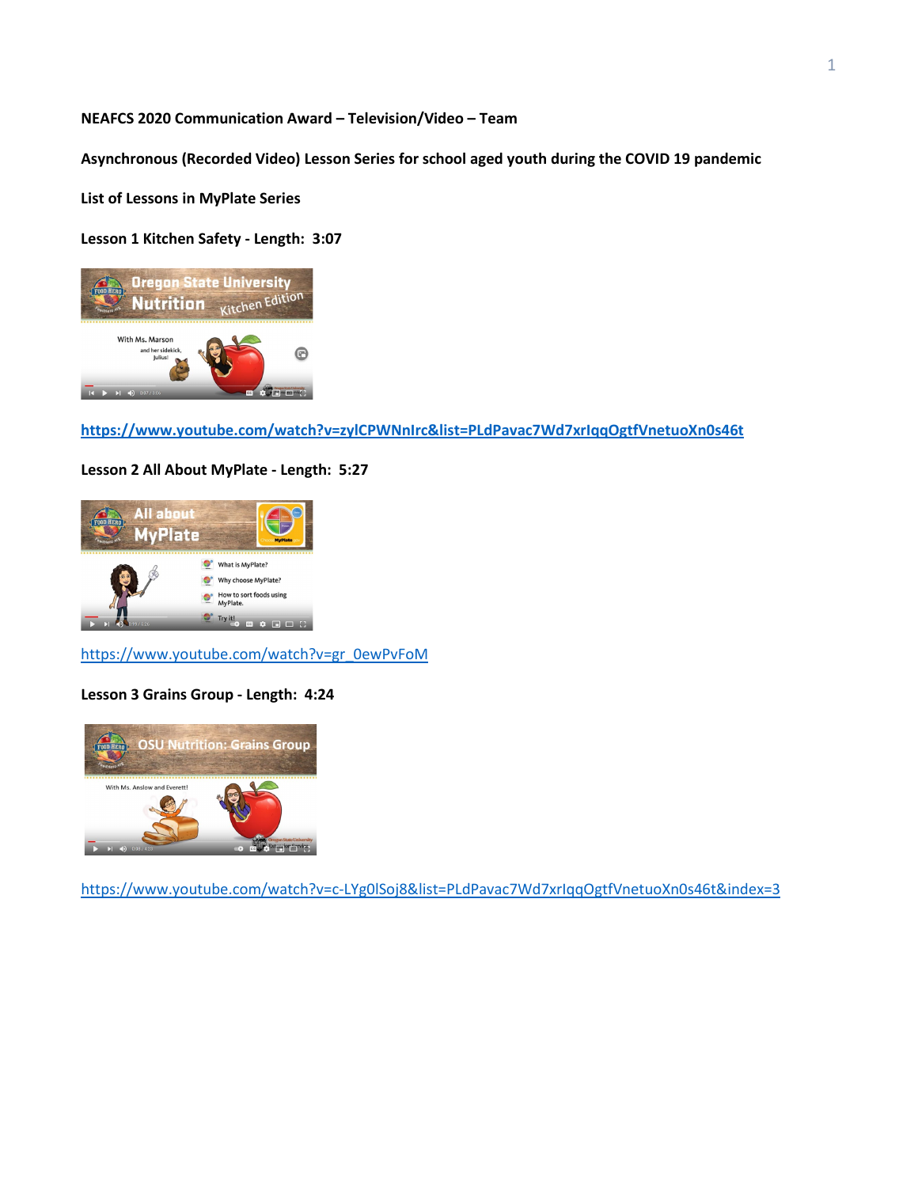**NEAFCS 2020 Communication Award – Television/Video – Team**

**Asynchronous (Recorded Video) Lesson Series for school aged youth during the COVID 19 pandemic**

**List of Lessons in MyPlate Series**

**Lesson 1 Kitchen Safety - Length: 3:07**

**https://www.youtube.com/watch?v=zylCPWNnIrc&list=PLdPavac7Wd7xrIqqOgtfVnetuoXn0s46t**

**Lesson 2 All About MyPlate - Length: 5:27**

https://www.youtube.com/watch?v=gr_0ewPvFoM

**Lesson 3 Grains Group - Length: 4:24**

https://www.youtube.com/watch?v=c-LYg0lSoj8&list=PLdPavac7Wd7xrIqqOgtfVnetuoXn0s46t&index=3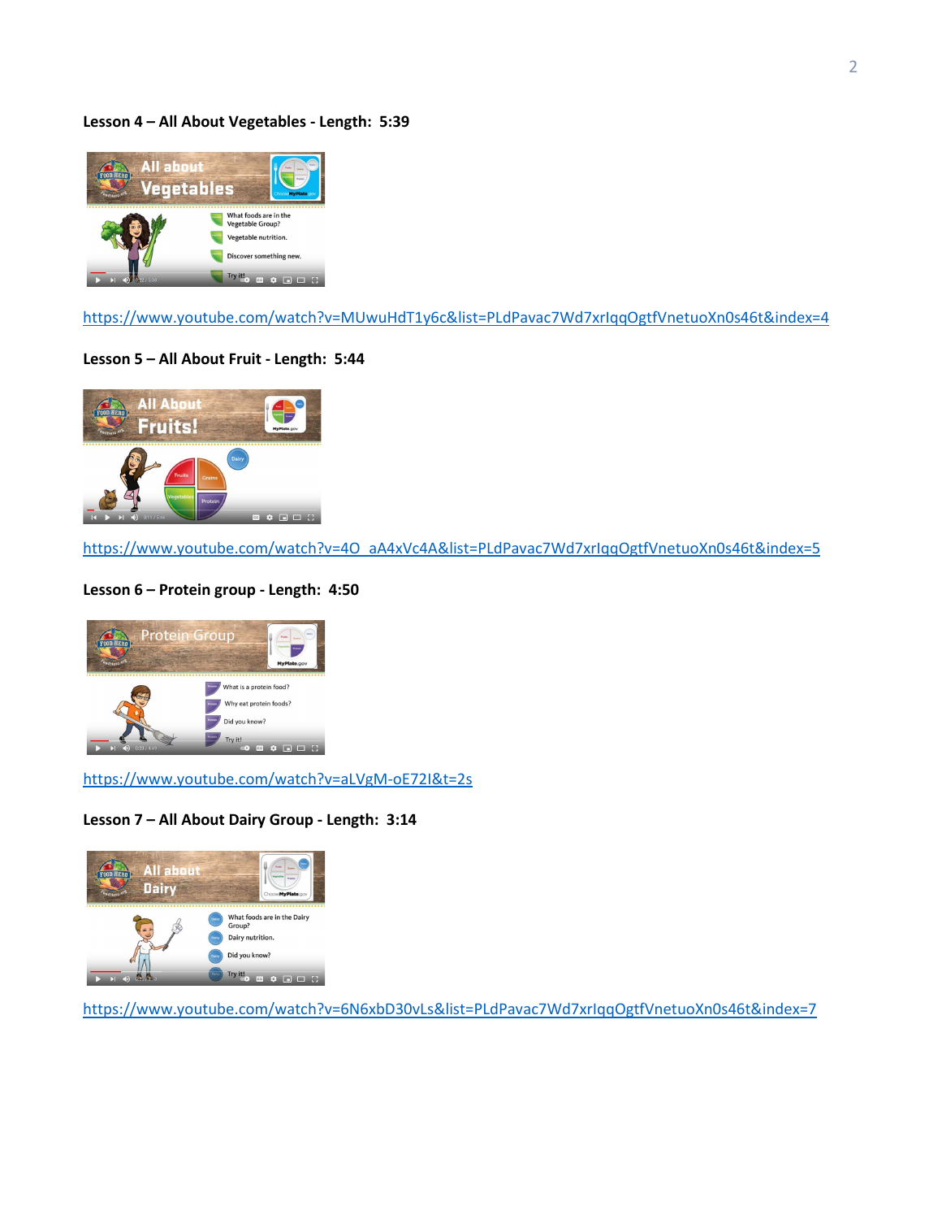**Lesson 4 – All About Vegetables - Length: 5:39**

https://www.youtube.com/watch?v=MUwuHdT1y6c&list=PLdPavac7Wd7xrIqqOgtfVnetuoXn0s46t&index=4

**Lesson 5 – All About Fruit - Length: 5:44**

https://www.youtube.com/watch?v=4O_aA4xVc4A&list=PLdPavac7Wd7xrIqqOgtfVnetuoXn0s46t&index=5

**Lesson 6 – Protein group - Length: 4:50**

https://www.youtube.com/watch?v=aLVgM-oE72I&t=2s

**Lesson 7 – All About Dairy Group - Length: 3:14**

https://www.youtube.com/watch?v=6N6xbD30vLs&list=PLdPavac7Wd7xrIqqOgtfVnetuoXn0s46t&index=7